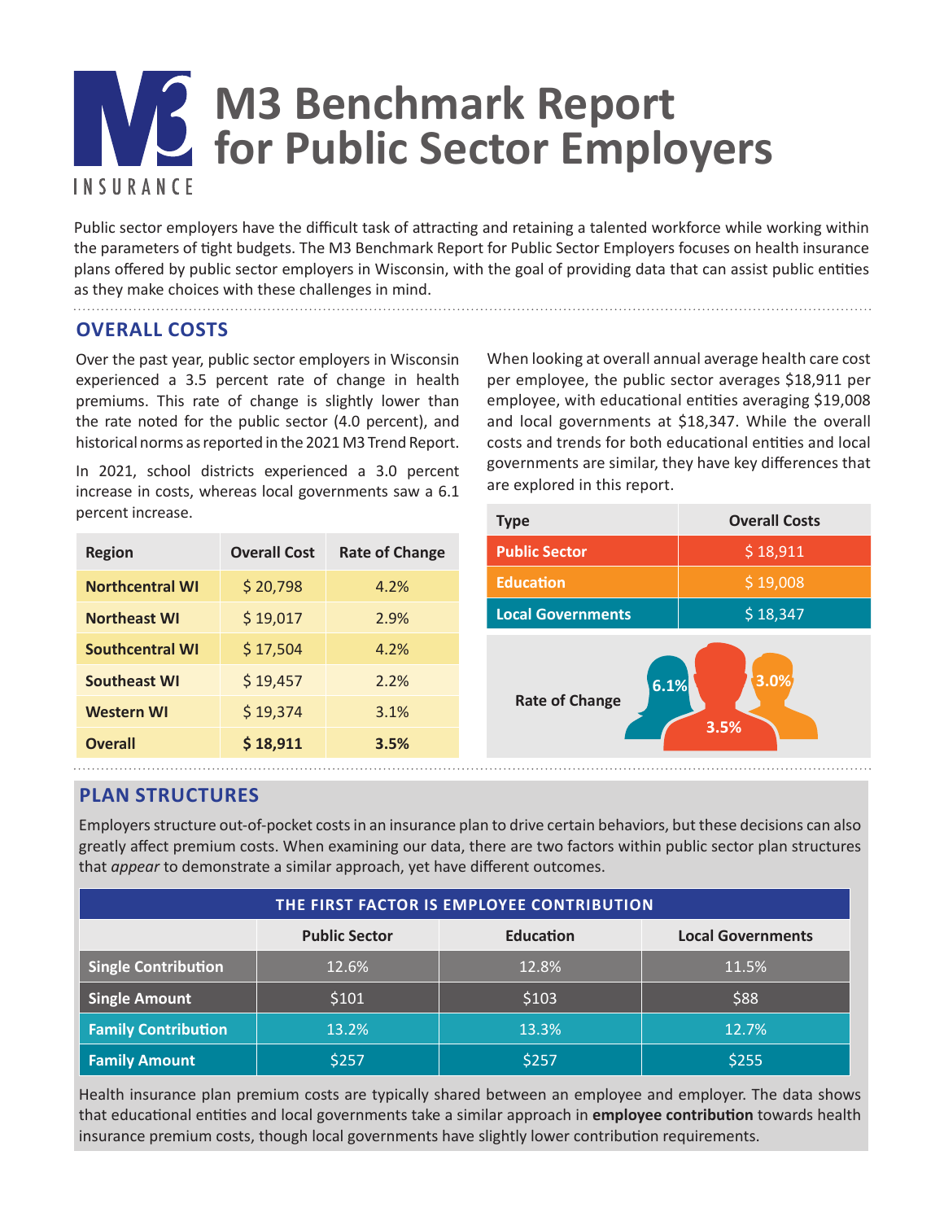# M3 Benchmark Report for Public Sector Employers

M3 INSURANCE

Public sector employers have the difficult task of attracting and retaining a talented workforce while working within the parameters of tight budgets. The M3 Benchmark Report for Public Sector Employers focuses on health insurance plans offered by public sector employers in Wisconsin, with the goal of providing data that can assist public entities as they make choices with these challenges in mind.

## OVERALL COSTS

Over the past year, public sector employers in Wisconsin experienced a 3.5 percent rate of change in health premiums. This rate of change is slightly lower than the rate noted for the public sector (4.0 percent), and historical norms as reported in the 2021 M3 Trend Report.

In 2021, school districts experienced a 3.0 percent increase in costs, whereas local governments saw a 6.1 percent increase.

| Region | Overall Cost | Rate of Change |
|---|---|---|
| Northcentral WI | $ 20,798 | 4.2% |
| Northeast WI | $ 19,017 | 2.9% |
| Southcentral WI | $ 17,504 | 4.2% |
| Southeast WI | $ 19,457 | 2.2% |
| Western WI | $ 19,374 | 3.1% |
| **Overall** | **$ 18,911** | **3.5%** |

When looking at overall annual average health care cost per employee, the public sector averages $18,911 per employee, with educational entities averaging $19,008 and local governments at $18,347. While the overall costs and trends for both educational entities and local governments are similar, they have key differences that are explored in this report.

| Type | Overall Costs |
|---|---|
| Public Sector | $ 18,911 |
| Education | $ 19,008 |
| Local Governments | $ 18,347 |

Rate of Change: 6.1% | 3.5% | 3.0%

## PLAN STRUCTURES

Employers structure out-of-pocket costs in an insurance plan to drive certain behaviors, but these decisions can also greatly affect premium costs. When examining our data, there are two factors within public sector plan structures that *appear* to demonstrate a similar approach, yet have different outcomes.

| THE FIRST FACTOR IS EMPLOYEE CONTRIBUTION | | | |
|---|---|---|---|
| | Public Sector | Education | Local Governments |
| Single Contribution | 12.6% | 12.8% | 11.5% |
| Single Amount | $101 | $103 | $88 |
| Family Contribution | 13.2% | 13.3% | 12.7% |
| Family Amount | $257 | $257 | $255 |

Health insurance plan premium costs are typically shared between an employee and employer. The data shows that educational entities and local governments take a similar approach in **employee contribution** towards health insurance premium costs, though local governments have slightly lower contribution requirements.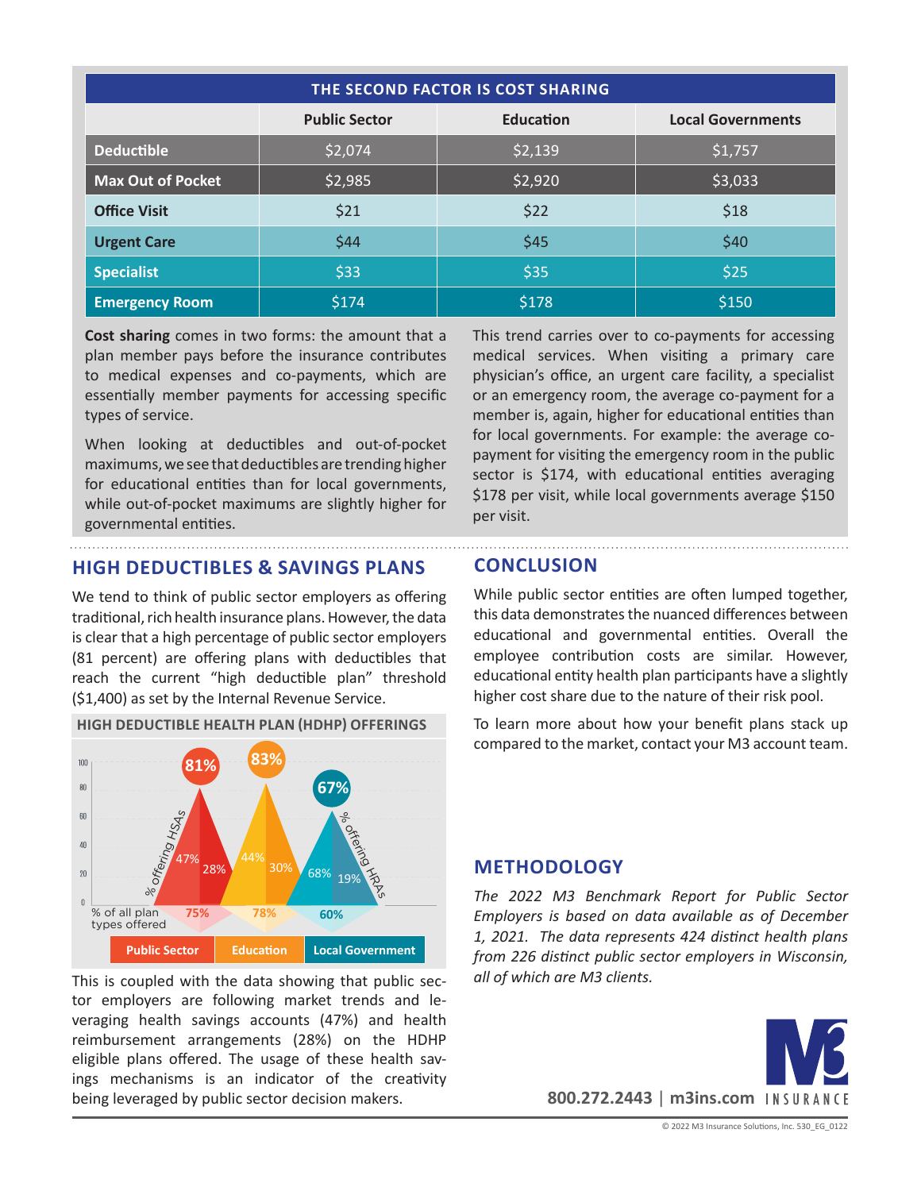| THE SECOND FACTOR IS COST SHARING | | | |
|---|---|---|---|
| | Public Sector | Education | Local Governments |
| Deductible | $2,074 | $2,139 | $1,757 |
| Max Out of Pocket | $2,985 | $2,920 | $3,033 |
| Office Visit | $21 | $22 | $18 |
| Urgent Care | $44 | $45 | $40 |
| Specialist | $33 | $35 | $25 |
| Emergency Room | $174 | $178 | $150 |

**Cost sharing** comes in two forms: the amount that a plan member pays before the insurance contributes to medical expenses and co-payments, which are essentially member payments for accessing specific types of service.

When looking at deductibles and out-of-pocket maximums, we see that deductibles are trending higher for educational entities than for local governments, while out-of-pocket maximums are slightly higher for governmental entities.

This trend carries over to co-payments for accessing medical services. When visiting a primary care physician's office, an urgent care facility, a specialist or an emergency room, the average co-payment for a member is, again, higher for educational entities than for local governments. For example: the average co-payment for visiting the emergency room in the public sector is $174, with educational entities averaging $178 per visit, while local governments average $150 per visit.

## HIGH DEDUCTIBLES & SAVINGS PLANS

We tend to think of public sector employers as offering traditional, rich health insurance plans. However, the data is clear that a high percentage of public sector employers (81 percent) are offering plans with deductibles that reach the current "high deductible plan" threshold ($1,400) as set by the Internal Revenue Service.

### HIGH DEDUCTIBLE HEALTH PLAN (HDHP) OFFERINGS

100
80
60
40
20
0

81%
83%
67%

% offering HSAs
% offering HRAs

47% 28%
44% 30%
68% 19%

% of all plan types offered
75%
78%
60%

Public Sector
Education
Local Government

This is coupled with the data showing that public sector employers are following market trends and leveraging health savings accounts (47%) and health reimbursement arrangements (28%) on the HDHP eligible plans offered. The usage of these health savings mechanisms is an indicator of the creativity being leveraged by public sector decision makers.

## CONCLUSION

While public sector entities are often lumped together, this data demonstrates the nuanced differences between educational and governmental entities. Overall the employee contribution costs are similar. However, educational entity health plan participants have a slightly higher cost share due to the nature of their risk pool.

To learn more about how your benefit plans stack up compared to the market, contact your M3 account team.

## METHODOLOGY

*The 2022 M3 Benchmark Report for Public Sector Employers is based on data available as of December 1, 2021. The data represents 424 distinct health plans from 226 distinct public sector employers in Wisconsin, all of which are M3 clients.*

M3 INSURANCE

800.272.2443 | m3ins.com

© 2022 M3 Insurance Solutions, Inc. 530_EG_0122